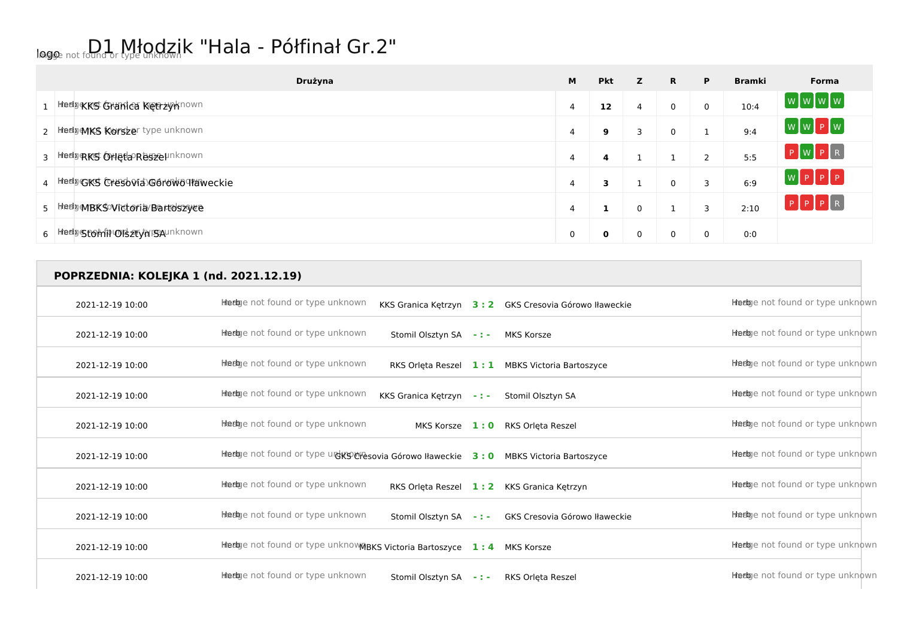# D1 Młodzik "Hala - Półfinał Gr.2"

| | Drużyna | M | Pkt | Z | R | P | Bramki | Forma |
|---|---|---|---|---|---|---|---|---|
| 1 | KKS Granica Kętrzyn | 4 | **12** | 4 | 0 | 0 | 10:4 | W W W W |
| 2 | MKS Korsze | 4 | **9** | 3 | 0 | 1 | 9:4 | W W P W |
| 3 | RKS Orlęta Reszel | 4 | **4** | 1 | 1 | 2 | 5:5 | P W P R |
| 4 | GKS Cresovia Górowo Iławeckie | 4 | **3** | 1 | 0 | 3 | 6:9 | W P P P |
| 5 | MBKS Victoria Bartoszyce | 4 | **1** | 0 | 1 | 3 | 2:10 | P P P R |
| 6 | Stomil Olsztyn SA | 0 | **0** | 0 | 0 | 0 | 0:0 | |

## POPRZEDNIA: KOLEJKA 1 (nd. 2021.12.19)

| | | | | |
|---|---|---|---|---|
| 2021-12-19 10:00 | KKS Granica Kętrzyn | **3 : 2** | GKS Cresovia Górowo Iławeckie | |
| 2021-12-19 10:00 | Stomil Olsztyn SA | **- : -** | MKS Korsze | |
| 2021-12-19 10:00 | RKS Orlęta Reszel | **1 : 1** | MBKS Victoria Bartoszyce | |
| 2021-12-19 10:00 | KKS Granica Kętrzyn | **- : -** | Stomil Olsztyn SA | |
| 2021-12-19 10:00 | MKS Korsze | **1 : 0** | RKS Orlęta Reszel | |
| 2021-12-19 10:00 | GKS Cresovia Górowo Iławeckie | **3 : 0** | MBKS Victoria Bartoszyce | |
| 2021-12-19 10:00 | RKS Orlęta Reszel | **1 : 2** | KKS Granica Kętrzyn | |
| 2021-12-19 10:00 | Stomil Olsztyn SA | **- : -** | GKS Cresovia Górowo Iławeckie | |
| 2021-12-19 10:00 | MBKS Victoria Bartoszyce | **1 : 4** | MKS Korsze | |
| 2021-12-19 10:00 | Stomil Olsztyn SA | **- : -** | RKS Orlęta Reszel | |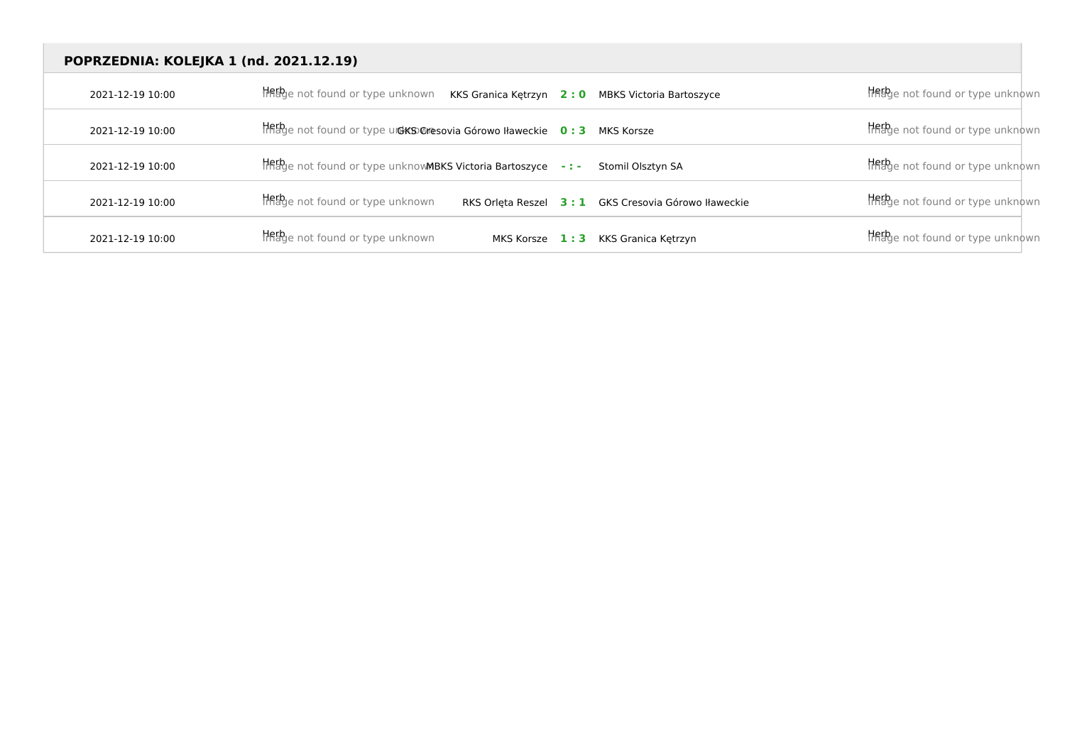## POPRZEDNIA: KOLEJKA 1 (nd. 2021.12.19)

| | | | | | |
|---|---|---|---|---|---|
| 2021-12-19 10:00 | Herb | KKS Granica Kętrzyn | **2 : 0** | MBKS Victoria Bartoszyce | Herb |
| 2021-12-19 10:00 | Herb | GKS Cresovia Górowo Iławeckie | **0 : 3** | MKS Korsze | Herb |
| 2021-12-19 10:00 | Herb | MBKS Victoria Bartoszyce | **- : -** | Stomil Olsztyn SA | Herb |
| 2021-12-19 10:00 | Herb | RKS Orlęta Reszel | **3 : 1** | GKS Cresovia Górowo Iławeckie | Herb |
| 2021-12-19 10:00 | Herb | MKS Korsze | **1 : 3** | KKS Granica Kętrzyn | Herb |